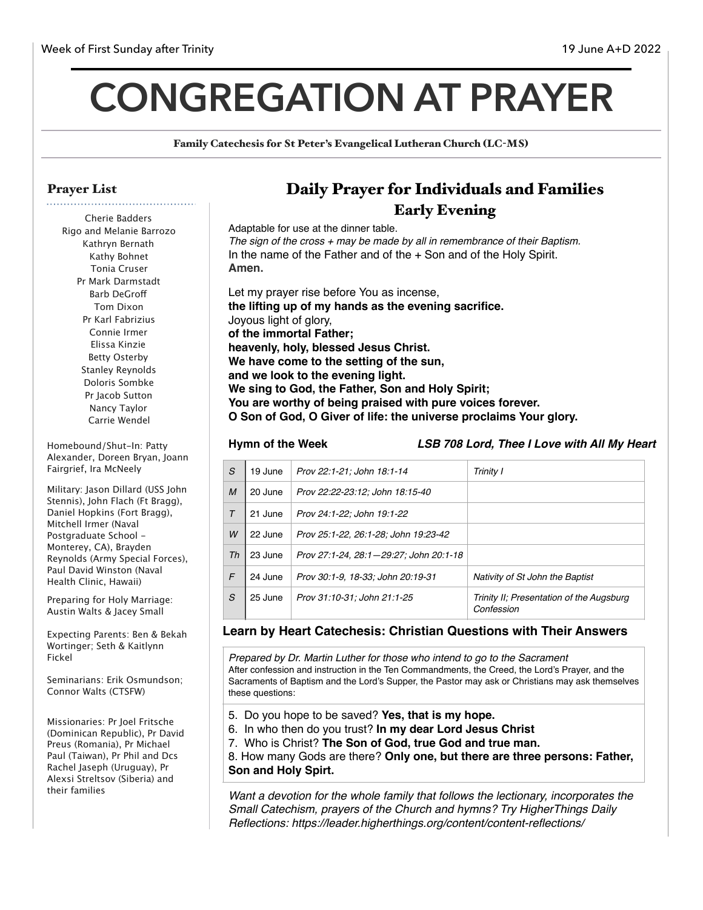Week of First Sunday after Trinity | 19 June A+D 2022

# CONGREGATION AT PRAYER

Family Catechesis for St Peter's Evangelical Lutheran Church (LC-MS)

## Prayer List

Cherie Badders
Rigo and Melanie Barrozo
Kathryn Bernath
Kathy Bohnet
Tonia Cruser
Pr Mark Darmstadt
Barb DeGroff
Tom Dixon
Pr Karl Fabrizius
Connie Irmer
Elissa Kinzie
Betty Osterby
Stanley Reynolds
Doloris Sombke
Pr Jacob Sutton
Nancy Taylor
Carrie Wendel

Homebound/Shut-In: Patty Alexander, Doreen Bryan, Joann Fairgrief, Ira McNeely

Military: Jason Dillard (USS John Stennis), John Flach (Ft Bragg), Daniel Hopkins (Fort Bragg), Mitchell Irmer (Naval Postgraduate School - Monterey, CA), Brayden Reynolds (Army Special Forces), Paul David Winston (Naval Health Clinic, Hawaii)

Preparing for Holy Marriage: Austin Walts & Jacey Small

Expecting Parents: Ben & Bekah Wortinger; Seth & Kaitlynn Fickel

Seminarians: Erik Osmundson; Connor Walts (CTSFW)

Missionaries: Pr Joel Fritsche (Dominican Republic), Pr David Preus (Romania), Pr Michael Paul (Taiwan), Pr Phil and Dcs Rachel Jaseph (Uruguay), Pr Alexsi Streltsov (Siberia) and their families

## Daily Prayer for Individuals and Families

### Early Evening

Adaptable for use at the dinner table.

*The sign of the cross + may be made by all in remembrance of their Baptism.*

In the name of the Father and of the + Son and of the Holy Spirit.
**Amen.**

Let my prayer rise before You as incense,
**the lifting up of my hands as the evening sacrifice.**
Joyous light of glory,
**of the immortal Father;**
**heavenly, holy, blessed Jesus Christ.**
**We have come to the setting of the sun,**
**and we look to the evening light.**
**We sing to God, the Father, Son and Holy Spirit;**
**You are worthy of being praised with pure voices forever.**
**O Son of God, O Giver of life: the universe proclaims Your glory.**

**Hymn of the Week** — ***LSB 708 Lord, Thee I Love with All My Heart***

| | | | |
|---|---|---|---|
| *S* | 19 June | *Prov 22:1-21; John 18:1-14* | *Trinity I* |
| *M* | 20 June | *Prov 22:22-23:12; John 18:15-40* | |
| *T* | 21 June | *Prov 24:1-22; John 19:1-22* | |
| *W* | 22 June | *Prov 25:1-22, 26:1-28; John 19:23-42* | |
| *Th* | 23 June | *Prov 27:1-24, 28:1—29:27; John 20:1-18* | |
| *F* | 24 June | *Prov 30:1-9, 18-33; John 20:19-31* | *Nativity of St John the Baptist* |
| *S* | 25 June | *Prov 31:10-31; John 21:1-25* | *Trinity II; Presentation of the Augsburg Confession* |

### Learn by Heart Catechesis: Christian Questions with Their Answers

*Prepared by Dr. Martin Luther for those who intend to go to the Sacrament*
After confession and instruction in the Ten Commandments, the Creed, the Lord's Prayer, and the Sacraments of Baptism and the Lord's Supper, the Pastor may ask or Christians may ask themselves these questions:

5. Do you hope to be saved? **Yes, that is my hope.**
6. In who then do you trust? **In my dear Lord Jesus Christ**
7. Who is Christ? **The Son of God, true God and true man.**
8. How many Gods are there? **Only one, but there are three persons: Father, Son and Holy Spirt.**

*Want a devotion for the whole family that follows the lectionary, incorporates the Small Catechism, prayers of the Church and hymns? Try HigherThings Daily Reflections: https://leader.higherthings.org/content/content-reflections/*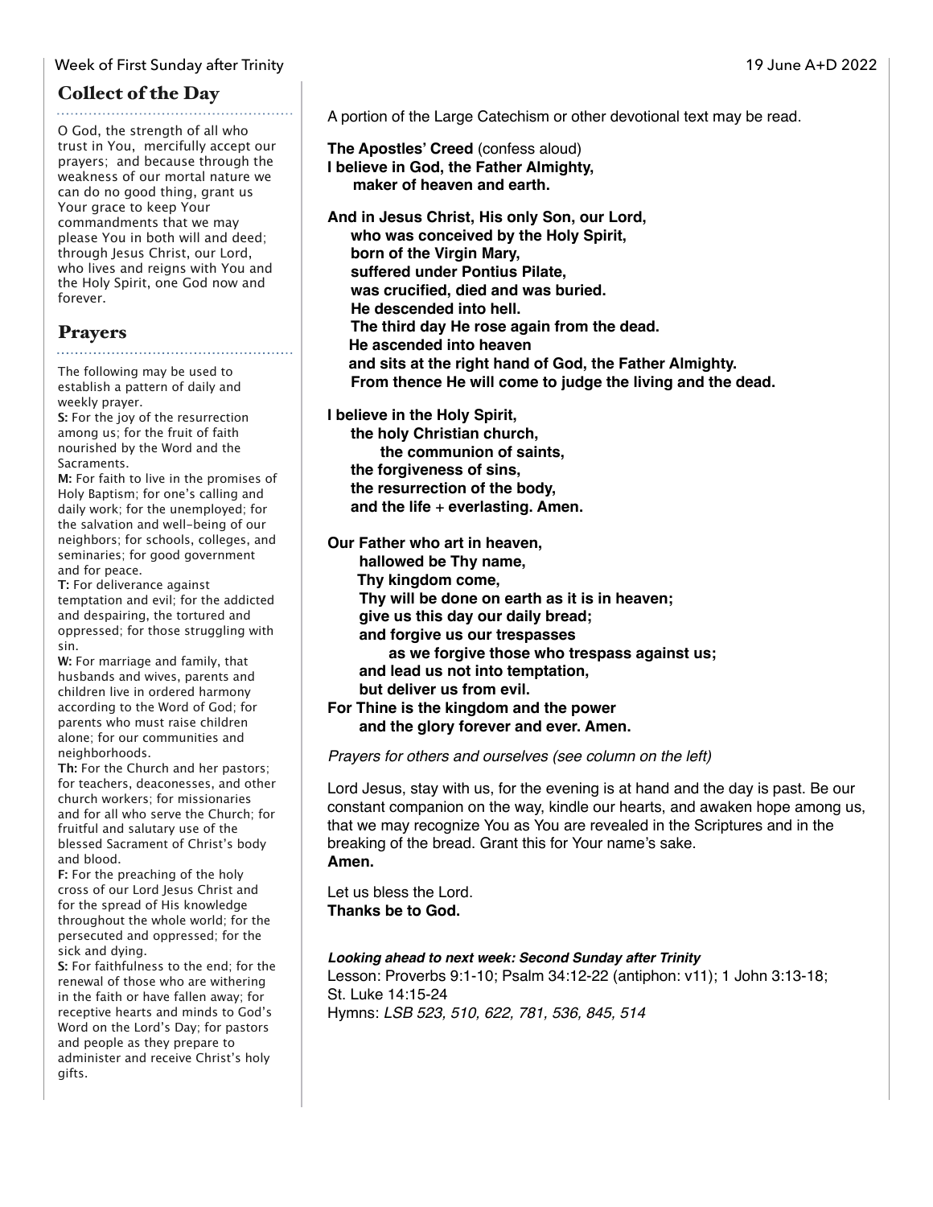## Collect of the Day

O God, the strength of all who trust in You, mercifully accept our prayers; and because through the weakness of our mortal nature we can do no good thing, grant us Your grace to keep Your commandments that we may please You in both will and deed; through Jesus Christ, our Lord, who lives and reigns with You and the Holy Spirit, one God now and forever.

## Prayers

The following may be used to establish a pattern of daily and weekly prayer.

**S:** For the joy of the resurrection among us; for the fruit of faith nourished by the Word and the Sacraments.

**M:** For faith to live in the promises of Holy Baptism; for one's calling and daily work; for the unemployed; for the salvation and well-being of our neighbors; for schools, colleges, and seminaries; for good government and for peace.

**T:** For deliverance against temptation and evil; for the addicted and despairing, the tortured and oppressed; for those struggling with sin.

**W:** For marriage and family, that husbands and wives, parents and children live in ordered harmony according to the Word of God; for parents who must raise children alone; for our communities and neighborhoods.

**Th:** For the Church and her pastors; for teachers, deaconesses, and other church workers; for missionaries and for all who serve the Church; for fruitful and salutary use of the blessed Sacrament of Christ's body and blood.

**F:** For the preaching of the holy cross of our Lord Jesus Christ and for the spread of His knowledge throughout the whole world; for the persecuted and oppressed; for the sick and dying.

**S:** For faithfulness to the end; for the renewal of those who are withering in the faith or have fallen away; for receptive hearts and minds to God's Word on the Lord's Day; for pastors and people as they prepare to administer and receive Christ's holy gifts.

A portion of the Large Catechism or other devotional text may be read.

**The Apostles' Creed** (confess aloud)
**I believe in God, the Father Almighty,**
**maker of heaven and earth.**

**And in Jesus Christ, His only Son, our Lord,**
**who was conceived by the Holy Spirit,**
**born of the Virgin Mary,**
**suffered under Pontius Pilate,**
**was crucified, died and was buried.**
**He descended into hell.**
**The third day He rose again from the dead.**
**He ascended into heaven**
**and sits at the right hand of God, the Father Almighty.**
**From thence He will come to judge the living and the dead.**

**I believe in the Holy Spirit,**
**the holy Christian church,**
**the communion of saints,**
**the forgiveness of sins,**
**the resurrection of the body,**
**and the life + everlasting. Amen.**

**Our Father who art in heaven,**
**hallowed be Thy name,**
**Thy kingdom come,**
**Thy will be done on earth as it is in heaven;**
**give us this day our daily bread;**
**and forgive us our trespasses**
**as we forgive those who trespass against us;**
**and lead us not into temptation,**
**but deliver us from evil.**
**For Thine is the kingdom and the power**
**and the glory forever and ever. Amen.**

*Prayers for others and ourselves (see column on the left)*

Lord Jesus, stay with us, for the evening is at hand and the day is past. Be our constant companion on the way, kindle our hearts, and awaken hope among us, that we may recognize You as You are revealed in the Scriptures and in the breaking of the bread. Grant this for Your name's sake.
**Amen.**

Let us bless the Lord.
**Thanks be to God.**

***Looking ahead to next week: Second Sunday after Trinity***
Lesson: Proverbs 9:1-10; Psalm 34:12-22 (antiphon: v11); 1 John 3:13-18; St. Luke 14:15-24
Hymns: *LSB 523, 510, 622, 781, 536, 845, 514*